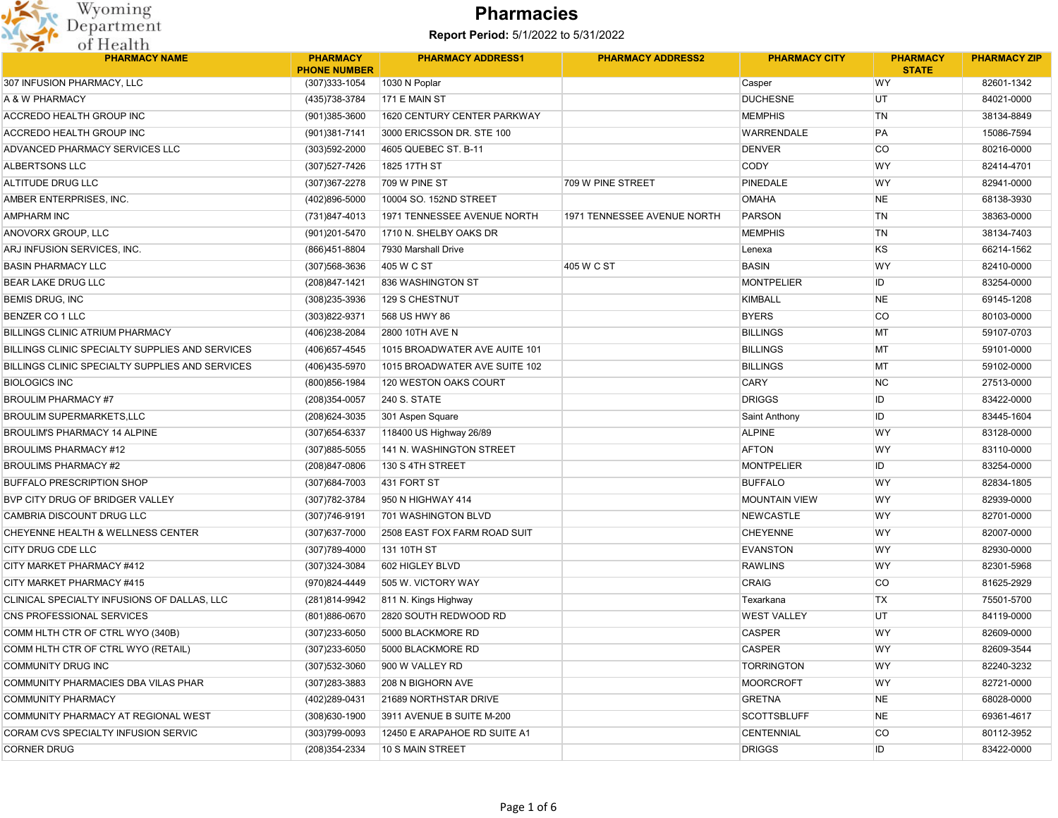# Pharmacies

**Report Period:** 5/1/2022 to 5/31/2022

| PHARMACY NAME | PHARMACY PHONE NUMBER | PHARMACY ADDRESS1 | PHARMACY ADDRESS2 | PHARMACY CITY | PHARMACY STATE | PHARMACY ZIP |
|---|---|---|---|---|---|---|
| 307 INFUSION PHARMACY, LLC | (307)333-1054 | 1030 N Poplar | | Casper | WY | 82601-1342 |
| A & W PHARMACY | (435)738-3784 | 171 E MAIN ST | | DUCHESNE | UT | 84021-0000 |
| ACCREDO HEALTH GROUP INC | (901)385-3600 | 1620 CENTURY CENTER PARKWAY | | MEMPHIS | TN | 38134-8849 |
| ACCREDO HEALTH GROUP INC | (901)381-7141 | 3000 ERICSSON DR. STE 100 | | WARRENDALE | PA | 15086-7594 |
| ADVANCED PHARMACY SERVICES LLC | (303)592-2000 | 4605 QUEBEC ST. B-11 | | DENVER | CO | 80216-0000 |
| ALBERTSONS LLC | (307)527-7426 | 1825 17TH ST | | CODY | WY | 82414-4701 |
| ALTITUDE DRUG LLC | (307)367-2278 | 709 W PINE ST | 709 W PINE STREET | PINEDALE | WY | 82941-0000 |
| AMBER ENTERPRISES, INC. | (402)896-5000 | 10004 SO. 152ND STREET | | OMAHA | NE | 68138-3930 |
| AMPHARM INC | (731)847-4013 | 1971 TENNESSEE AVENUE NORTH | 1971 TENNESSEE AVENUE NORTH | PARSON | TN | 38363-0000 |
| ANOVORX GROUP, LLC | (901)201-5470 | 1710 N. SHELBY OAKS DR | | MEMPHIS | TN | 38134-7403 |
| ARJ INFUSION SERVICES, INC. | (866)451-8804 | 7930 Marshall Drive | | Lenexa | KS | 66214-1562 |
| BASIN PHARMACY LLC | (307)568-3636 | 405 W C ST | 405 W C ST | BASIN | WY | 82410-0000 |
| BEAR LAKE DRUG LLC | (208)847-1421 | 836 WASHINGTON ST | | MONTPELIER | ID | 83254-0000 |
| BEMIS DRUG, INC | (308)235-3936 | 129 S CHESTNUT | | KIMBALL | NE | 69145-1208 |
| BENZER CO 1 LLC | (303)822-9371 | 568 US HWY 86 | | BYERS | CO | 80103-0000 |
| BILLINGS CLINIC ATRIUM PHARMACY | (406)238-2084 | 2800 10TH AVE N | | BILLINGS | MT | 59107-0703 |
| BILLINGS CLINIC SPECIALTY SUPPLIES AND SERVICES | (406)657-4545 | 1015 BROADWATER AVE AUITE 101 | | BILLINGS | MT | 59101-0000 |
| BILLINGS CLINIC SPECIALTY SUPPLIES AND SERVICES | (406)435-5970 | 1015 BROADWATER AVE SUITE 102 | | BILLINGS | MT | 59102-0000 |
| BIOLOGICS INC | (800)856-1984 | 120 WESTON OAKS COURT | | CARY | NC | 27513-0000 |
| BROULIM PHARMACY #7 | (208)354-0057 | 240 S. STATE | | DRIGGS | ID | 83422-0000 |
| BROULIM SUPERMARKETS,LLC | (208)624-3035 | 301 Aspen Square | | Saint Anthony | ID | 83445-1604 |
| BROULIM'S PHARMACY 14 ALPINE | (307)654-6337 | 118400 US Highway 26/89 | | ALPINE | WY | 83128-0000 |
| BROULIMS PHARMACY #12 | (307)885-5055 | 141 N. WASHINGTON STREET | | AFTON | WY | 83110-0000 |
| BROULIMS PHARMACY #2 | (208)847-0806 | 130 S 4TH STREET | | MONTPELIER | ID | 83254-0000 |
| BUFFALO PRESCRIPTION SHOP | (307)684-7003 | 431 FORT ST | | BUFFALO | WY | 82834-1805 |
| BVP CITY DRUG OF BRIDGER VALLEY | (307)782-3784 | 950 N HIGHWAY 414 | | MOUNTAIN VIEW | WY | 82939-0000 |
| CAMBRIA DISCOUNT DRUG LLC | (307)746-9191 | 701 WASHINGTON BLVD | | NEWCASTLE | WY | 82701-0000 |
| CHEYENNE HEALTH & WELLNESS CENTER | (307)637-7000 | 2508 EAST FOX FARM ROAD SUIT | | CHEYENNE | WY | 82007-0000 |
| CITY DRUG CDE LLC | (307)789-4000 | 131 10TH ST | | EVANSTON | WY | 82930-0000 |
| CITY MARKET PHARMACY #412 | (307)324-3084 | 602 HIGLEY BLVD | | RAWLINS | WY | 82301-5968 |
| CITY MARKET PHARMACY #415 | (970)824-4449 | 505 W. VICTORY WAY | | CRAIG | CO | 81625-2929 |
| CLINICAL SPECIALTY INFUSIONS OF DALLAS, LLC | (281)814-9942 | 811 N. Kings Highway | | Texarkana | TX | 75501-5700 |
| CNS PROFESSIONAL SERVICES | (801)886-0670 | 2820 SOUTH REDWOOD RD | | WEST VALLEY | UT | 84119-0000 |
| COMM HLTH CTR OF CTRL WYO (340B) | (307)233-6050 | 5000 BLACKMORE RD | | CASPER | WY | 82609-0000 |
| COMM HLTH CTR OF CTRL WYO (RETAIL) | (307)233-6050 | 5000 BLACKMORE RD | | CASPER | WY | 82609-3544 |
| COMMUNITY DRUG INC | (307)532-3060 | 900 W VALLEY RD | | TORRINGTON | WY | 82240-3232 |
| COMMUNITY PHARMACIES DBA VILAS PHAR | (307)283-3883 | 208 N BIGHORN AVE | | MOORCROFT | WY | 82721-0000 |
| COMMUNITY PHARMACY | (402)289-0431 | 21689 NORTHSTAR DRIVE | | GRETNA | NE | 68028-0000 |
| COMMUNITY PHARMACY AT REGIONAL WEST | (308)630-1900 | 3911 AVENUE B SUITE M-200 | | SCOTTSBLUFF | NE | 69361-4617 |
| CORAM CVS SPECIALTY INFUSION SERVIC | (303)799-0093 | 12450 E ARAPAHOE RD SUITE A1 | | CENTENNIAL | CO | 80112-3952 |
| CORNER DRUG | (208)354-2334 | 10 S MAIN STREET | | DRIGGS | ID | 83422-0000 |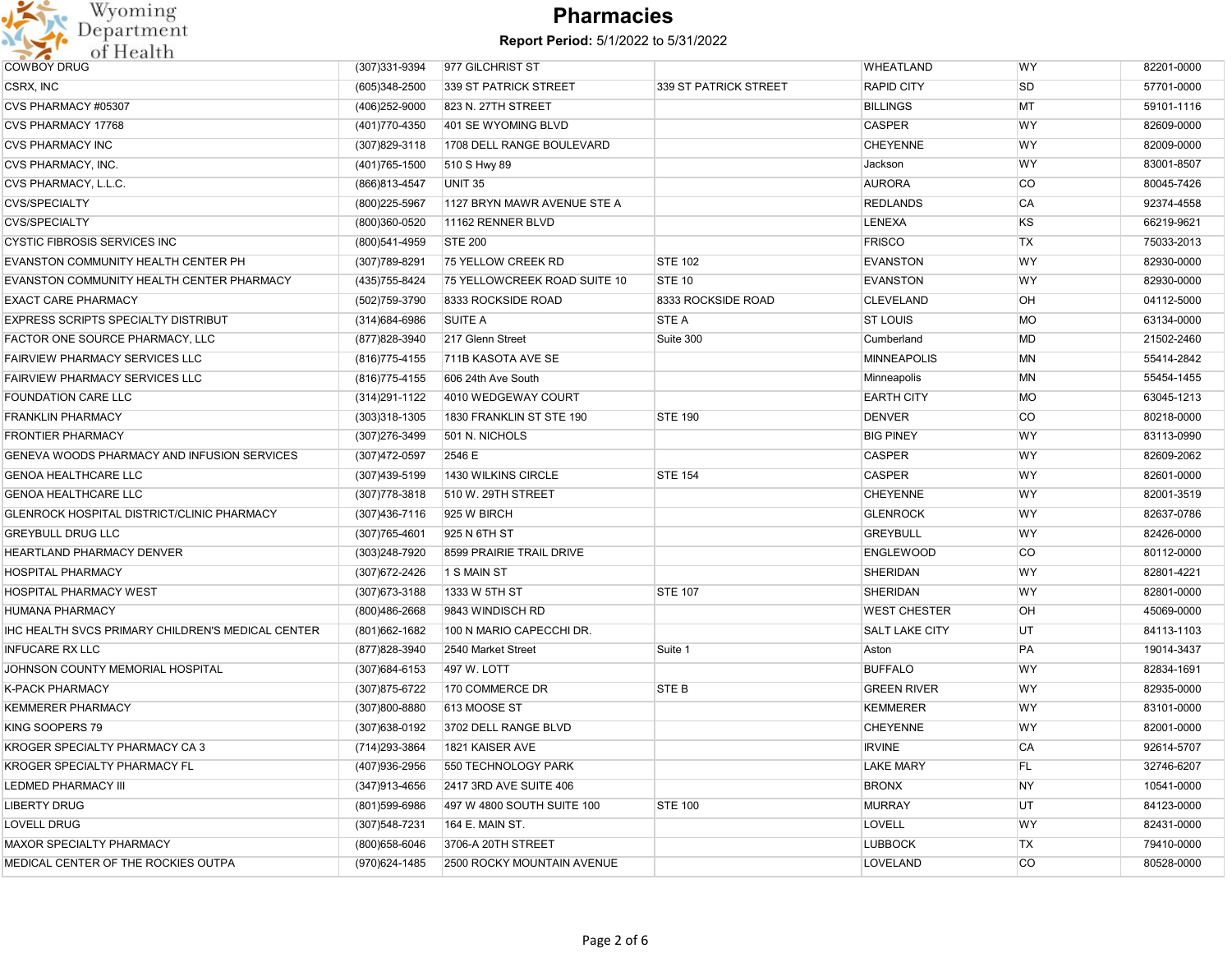# Pharmacies

**Report Period:** 5/1/2022 to 5/31/2022

| | | | | | | |
|---|---|---|---|---|---|---|
| COWBOY DRUG | (307)331-9394 | 977 GILCHRIST ST | | WHEATLAND | WY | 82201-0000 |
| CSRX, INC | (605)348-2500 | 339 ST PATRICK STREET | 339 ST PATRICK STREET | RAPID CITY | SD | 57701-0000 |
| CVS PHARMACY #05307 | (406)252-9000 | 823 N. 27TH STREET | | BILLINGS | MT | 59101-1116 |
| CVS PHARMACY 17768 | (401)770-4350 | 401 SE WYOMING BLVD | | CASPER | WY | 82609-0000 |
| CVS PHARMACY INC | (307)829-3118 | 1708 DELL RANGE BOULEVARD | | CHEYENNE | WY | 82009-0000 |
| CVS PHARMACY, INC. | (401)765-1500 | 510 S Hwy 89 | | Jackson | WY | 83001-8507 |
| CVS PHARMACY, L.L.C. | (866)813-4547 | UNIT 35 | | AURORA | CO | 80045-7426 |
| CVS/SPECIALTY | (800)225-5967 | 1127 BRYN MAWR AVENUE STE A | | REDLANDS | CA | 92374-4558 |
| CVS/SPECIALTY | (800)360-0520 | 11162 RENNER BLVD | | LENEXA | KS | 66219-9621 |
| CYSTIC FIBROSIS SERVICES INC | (800)541-4959 | STE 200 | | FRISCO | TX | 75033-2013 |
| EVANSTON COMMUNITY HEALTH CENTER PH | (307)789-8291 | 75 YELLOW CREEK RD | STE 102 | EVANSTON | WY | 82930-0000 |
| EVANSTON COMMUNITY HEALTH CENTER PHARMACY | (435)755-8424 | 75 YELLOWCREEK ROAD SUITE 10 | STE 10 | EVANSTON | WY | 82930-0000 |
| EXACT CARE PHARMACY | (502)759-3790 | 8333 ROCKSIDE ROAD | 8333 ROCKSIDE ROAD | CLEVELAND | OH | 04112-5000 |
| EXPRESS SCRIPTS SPECIALTY DISTRIBUT | (314)684-6986 | SUITE A | STE A | ST LOUIS | MO | 63134-0000 |
| FACTOR ONE SOURCE PHARMACY, LLC | (877)828-3940 | 217 Glenn Street | Suite 300 | Cumberland | MD | 21502-2460 |
| FAIRVIEW PHARMACY SERVICES LLC | (816)775-4155 | 711B KASOTA AVE SE | | MINNEAPOLIS | MN | 55414-2842 |
| FAIRVIEW PHARMACY SERVICES LLC | (816)775-4155 | 606 24th Ave South | | Minneapolis | MN | 55454-1455 |
| FOUNDATION CARE LLC | (314)291-1122 | 4010 WEDGEWAY COURT | | EARTH CITY | MO | 63045-1213 |
| FRANKLIN PHARMACY | (303)318-1305 | 1830 FRANKLIN ST STE 190 | STE 190 | DENVER | CO | 80218-0000 |
| FRONTIER PHARMACY | (307)276-3499 | 501 N. NICHOLS | | BIG PINEY | WY | 83113-0990 |
| GENEVA WOODS PHARMACY AND INFUSION SERVICES | (307)472-0597 | 2546 E | | CASPER | WY | 82609-2062 |
| GENOA HEALTHCARE LLC | (307)439-5199 | 1430 WILKINS CIRCLE | STE 154 | CASPER | WY | 82601-0000 |
| GENOA HEALTHCARE LLC | (307)778-3818 | 510 W. 29TH STREET | | CHEYENNE | WY | 82001-3519 |
| GLENROCK HOSPITAL DISTRICT/CLINIC PHARMACY | (307)436-7116 | 925 W BIRCH | | GLENROCK | WY | 82637-0786 |
| GREYBULL DRUG LLC | (307)765-4601 | 925 N 6TH ST | | GREYBULL | WY | 82426-0000 |
| HEARTLAND PHARMACY DENVER | (303)248-7920 | 8599 PRAIRIE TRAIL DRIVE | | ENGLEWOOD | CO | 80112-0000 |
| HOSPITAL PHARMACY | (307)672-2426 | 1 S MAIN ST | | SHERIDAN | WY | 82801-4221 |
| HOSPITAL PHARMACY WEST | (307)673-3188 | 1333 W 5TH ST | STE 107 | SHERIDAN | WY | 82801-0000 |
| HUMANA PHARMACY | (800)486-2668 | 9843 WINDISCH RD | | WEST CHESTER | OH | 45069-0000 |
| IHC HEALTH SVCS PRIMARY CHILDREN'S MEDICAL CENTER | (801)662-1682 | 100 N MARIO CAPECCHI DR. | | SALT LAKE CITY | UT | 84113-1103 |
| INFUCARE RX LLC | (877)828-3940 | 2540 Market Street | Suite 1 | Aston | PA | 19014-3437 |
| JOHNSON COUNTY MEMORIAL HOSPITAL | (307)684-6153 | 497 W. LOTT | | BUFFALO | WY | 82834-1691 |
| K-PACK PHARMACY | (307)875-6722 | 170 COMMERCE DR | STE B | GREEN RIVER | WY | 82935-0000 |
| KEMMERER PHARMACY | (307)800-8880 | 613 MOOSE ST | | KEMMERER | WY | 83101-0000 |
| KING SOOPERS 79 | (307)638-0192 | 3702 DELL RANGE BLVD | | CHEYENNE | WY | 82001-0000 |
| KROGER SPECIALTY PHARMACY CA 3 | (714)293-3864 | 1821 KAISER AVE | | IRVINE | CA | 92614-5707 |
| KROGER SPECIALTY PHARMACY FL | (407)936-2956 | 550 TECHNOLOGY PARK | | LAKE MARY | FL | 32746-6207 |
| LEDMED PHARMACY III | (347)913-4656 | 2417 3RD AVE SUITE 406 | | BRONX | NY | 10541-0000 |
| LIBERTY DRUG | (801)599-6986 | 497 W 4800 SOUTH SUITE 100 | STE 100 | MURRAY | UT | 84123-0000 |
| LOVELL DRUG | (307)548-7231 | 164 E. MAIN ST. | | LOVELL | WY | 82431-0000 |
| MAXOR SPECIALTY PHARMACY | (800)658-6046 | 3706-A 20TH STREET | | LUBBOCK | TX | 79410-0000 |
| MEDICAL CENTER OF THE ROCKIES OUTPA | (970)624-1485 | 2500 ROCKY MOUNTAIN AVENUE | | LOVELAND | CO | 80528-0000 |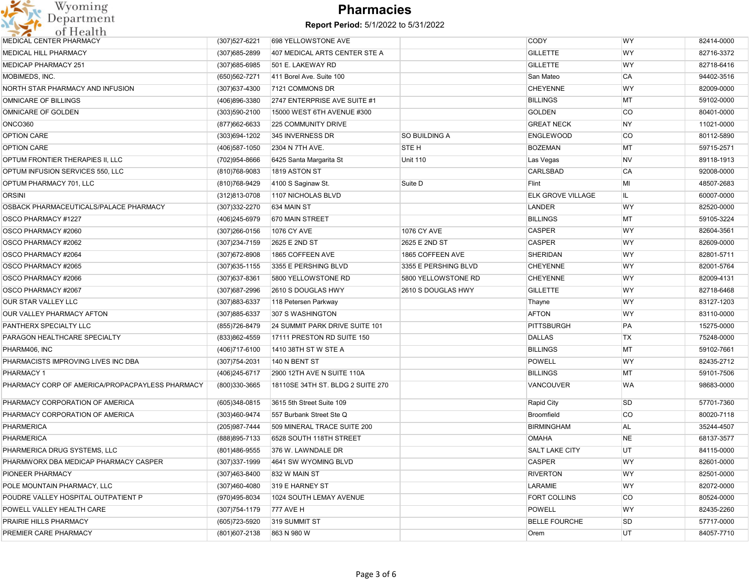# Pharmacies

**Report Period:** 5/1/2022 to 5/31/2022

| | | | | | | |
|---|---|---|---|---|---|---|
| MEDICAL CENTER PHARMACY | (307)527-6221 | 698 YELLOWSTONE AVE | | CODY | WY | 82414-0000 |
| MEDICAL HILL PHARMACY | (307)685-2899 | 407 MEDICAL ARTS CENTER STE A | | GILLETTE | WY | 82716-3372 |
| MEDICAP PHARMACY 251 | (307)685-6985 | 501 E. LAKEWAY RD | | GILLETTE | WY | 82718-6416 |
| MOBIMEDS, INC. | (650)562-7271 | 411 Borel Ave. Suite 100 | | San Mateo | CA | 94402-3516 |
| NORTH STAR PHARMACY AND INFUSION | (307)637-4300 | 7121 COMMONS DR | | CHEYENNE | WY | 82009-0000 |
| OMNICARE OF BILLINGS | (406)896-3380 | 2747 ENTERPRISE AVE SUITE #1 | | BILLINGS | MT | 59102-0000 |
| OMNICARE OF GOLDEN | (303)590-2100 | 15000 WEST 6TH AVENUE #300 | | GOLDEN | CO | 80401-0000 |
| ONCO360 | (877)662-6633 | 225 COMMUNITY DRIVE | | GREAT NECK | NY | 11021-0000 |
| OPTION CARE | (303)694-1202 | 345 INVERNESS DR | SO BUILDING A | ENGLEWOOD | CO | 80112-5890 |
| OPTION CARE | (406)587-1050 | 2304 N 7TH AVE. | STE H | BOZEMAN | MT | 59715-2571 |
| OPTUM FRONTIER THERAPIES II, LLC | (702)954-8666 | 6425 Santa Margarita St | Unit 110 | Las Vegas | NV | 89118-1913 |
| OPTUM INFUSION SERVICES 550, LLC | (810)768-9083 | 1819 ASTON ST | | CARLSBAD | CA | 92008-0000 |
| OPTUM PHARMACY 701, LLC | (810)768-9429 | 4100 S Saginaw St. | Suite D | Flint | MI | 48507-2683 |
| ORSINI | (312)813-0708 | 1107 NICHOLAS BLVD | | ELK GROVE VILLAGE | IL | 60007-0000 |
| OSBACK PHARMACEUTICALS/PALACE PHARMACY | (307)332-2270 | 634 MAIN ST | | LANDER | WY | 82520-0000 |
| OSCO PHARMACY #1227 | (406)245-6979 | 670 MAIN STREET | | BILLINGS | MT | 59105-3224 |
| OSCO PHARMACY #2060 | (307)266-0156 | 1076 CY AVE | 1076 CY AVE | CASPER | WY | 82604-3561 |
| OSCO PHARMACY #2062 | (307)234-7159 | 2625 E 2ND ST | 2625 E 2ND ST | CASPER | WY | 82609-0000 |
| OSCO PHARMACY #2064 | (307)672-8908 | 1865 COFFEEN AVE | 1865 COFFEEN AVE | SHERIDAN | WY | 82801-5711 |
| OSCO PHARMACY #2065 | (307)635-1155 | 3355 E PERSHING BLVD | 3355 E PERSHING BLVD | CHEYENNE | WY | 82001-5764 |
| OSCO PHARMACY #2066 | (307)637-8361 | 5800 YELLOWSTONE RD | 5800 YELLOWSTONE RD | CHEYENNE | WY | 82009-4131 |
| OSCO PHARMACY #2067 | (307)687-2996 | 2610 S DOUGLAS HWY | 2610 S DOUGLAS HWY | GILLETTE | WY | 82718-6468 |
| OUR STAR VALLEY LLC | (307)883-6337 | 118 Petersen Parkway | | Thayne | WY | 83127-1203 |
| OUR VALLEY PHARMACY AFTON | (307)885-6337 | 307 S WASHINGTON | | AFTON | WY | 83110-0000 |
| PANTHERX SPECIALTY LLC | (855)726-8479 | 24 SUMMIT PARK DRIVE SUITE 101 | | PITTSBURGH | PA | 15275-0000 |
| PARAGON HEALTHCARE SPECIALTY | (833)862-4559 | 17111 PRESTON RD SUITE 150 | | DALLAS | TX | 75248-0000 |
| PHARM406, INC | (406)717-6100 | 1410 38TH ST W STE A | | BILLINGS | MT | 59102-7661 |
| PHARMACISTS IMPROVING LIVES INC DBA | (307)754-2031 | 140 N BENT ST | | POWELL | WY | 82435-2712 |
| PHARMACY 1 | (406)245-6717 | 2900 12TH AVE N SUITE 110A | | BILLINGS | MT | 59101-7506 |
| PHARMACY CORP OF AMERICA/PROPACPAYLESS PHARMACY | (800)330-3665 | 18110SE 34TH ST. BLDG 2 SUITE 270 | | VANCOUVER | WA | 98683-0000 |
| PHARMACY CORPORATION OF AMERICA | (605)348-0815 | 3615 5th Street Suite 109 | | Rapid City | SD | 57701-7360 |
| PHARMACY CORPORATION OF AMERICA | (303)460-9474 | 557 Burbank Street Ste Q | | Broomfield | CO | 80020-7118 |
| PHARMERICA | (205)987-7444 | 509 MINERAL TRACE SUITE 200 | | BIRMINGHAM | AL | 35244-4507 |
| PHARMERICA | (888)895-7133 | 6528 SOUTH 118TH STREET | | OMAHA | NE | 68137-3577 |
| PHARMERICA DRUG SYSTEMS, LLC | (801)486-9555 | 376 W. LAWNDALE DR | | SALT LAKE CITY | UT | 84115-0000 |
| PHARMWORX DBA MEDICAP PHARMACY CASPER | (307)337-1999 | 4641 SW WYOMING BLVD | | CASPER | WY | 82601-0000 |
| PIONEER PHARMACY | (307)463-8400 | 832 W MAIN ST | | RIVERTON | WY | 82501-0000 |
| POLE MOUNTAIN PHARMACY, LLC | (307)460-4080 | 319 E HARNEY ST | | LARAMIE | WY | 82072-0000 |
| POUDRE VALLEY HOSPITAL OUTPATIENT P | (970)495-8034 | 1024 SOUTH LEMAY AVENUE | | FORT COLLINS | CO | 80524-0000 |
| POWELL VALLEY HEALTH CARE | (307)754-1179 | 777 AVE H | | POWELL | WY | 82435-2260 |
| PRAIRIE HILLS PHARMACY | (605)723-5920 | 319 SUMMIT ST | | BELLE FOURCHE | SD | 57717-0000 |
| PREMIER CARE PHARMACY | (801)607-2138 | 863 N 980 W | | Orem | UT | 84057-7710 |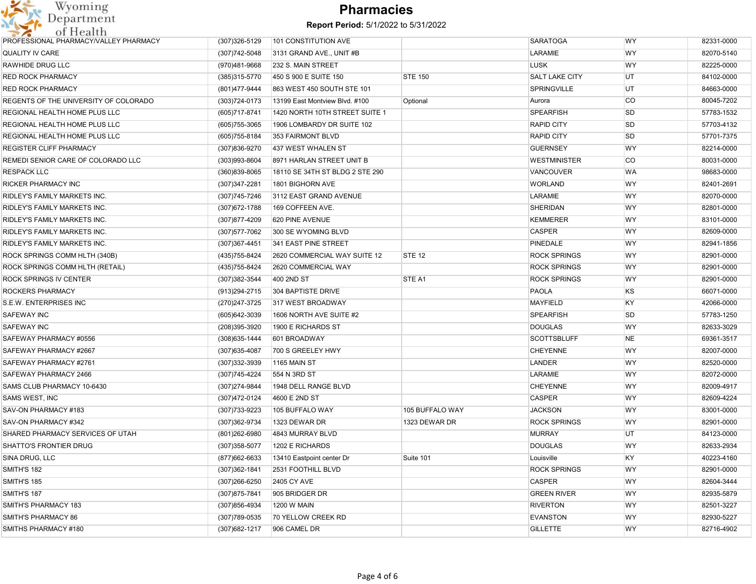# Pharmacies

**Report Period:** 5/1/2022 to 5/31/2022

| | | | | | | |
|---|---|---|---|---|---|---|
| PROFESSIONAL PHARMACY/VALLEY PHARMACY | (307)326-5129 | 101 CONSTITUTION AVE | | SARATOGA | WY | 82331-0000 |
| QUALITY IV CARE | (307)742-5048 | 3131 GRAND AVE., UNIT #B | | LARAMIE | WY | 82070-5140 |
| RAWHIDE DRUG LLC | (970)481-9668 | 232 S. MAIN STREET | | LUSK | WY | 82225-0000 |
| RED ROCK PHARMACY | (385)315-5770 | 450 S 900 E SUITE 150 | STE 150 | SALT LAKE CITY | UT | 84102-0000 |
| RED ROCK PHARMACY | (801)477-9444 | 863 WEST 450 SOUTH STE 101 | | SPRINGVILLE | UT | 84663-0000 |
| REGENTS OF THE UNIVERSITY OF COLORADO | (303)724-0173 | 13199 East Montview Blvd. #100 | Optional | Aurora | CO | 80045-7202 |
| REGIONAL HEALTH HOME PLUS LLC | (605)717-8741 | 1420 NORTH 10TH STREET SUITE 1 | | SPEARFISH | SD | 57783-1532 |
| REGIONAL HEALTH HOME PLUS LLC | (605)755-3065 | 1906 LOMBARDY DR SUITE 102 | | RAPID CITY | SD | 57703-4132 |
| REGIONAL HEALTH HOME PLUS LLC | (605)755-8184 | 353 FAIRMONT BLVD | | RAPID CITY | SD | 57701-7375 |
| REGISTER CLIFF PHARMACY | (307)836-9270 | 437 WEST WHALEN ST | | GUERNSEY | WY | 82214-0000 |
| REMEDI SENIOR CARE OF COLORADO LLC | (303)993-8604 | 8971 HARLAN STREET UNIT B | | WESTMINISTER | CO | 80031-0000 |
| RESPACK LLC | (360)839-8065 | 18110 SE 34TH ST BLDG 2 STE 290 | | VANCOUVER | WA | 98683-0000 |
| RICKER PHARMACY INC | (307)347-2281 | 1801 BIGHORN AVE | | WORLAND | WY | 82401-2691 |
| RIDLEY'S FAMILY MARKETS INC. | (307)745-7246 | 3112 EAST GRAND AVENUE | | LARAMIE | WY | 82070-0000 |
| RIDLEY'S FAMILY MARKETS INC. | (307)672-1788 | 169 COFFEEN AVE. | | SHERIDAN | WY | 82801-0000 |
| RIDLEY'S FAMILY MARKETS INC. | (307)877-4209 | 620 PINE AVENUE | | KEMMERER | WY | 83101-0000 |
| RIDLEY'S FAMILY MARKETS INC. | (307)577-7062 | 300 SE WYOMING BLVD | | CASPER | WY | 82609-0000 |
| RIDLEY'S FAMILY MARKETS INC. | (307)367-4451 | 341 EAST PINE STREET | | PINEDALE | WY | 82941-1856 |
| ROCK SPRINGS COMM HLTH (340B) | (435)755-8424 | 2620 COMMERCIAL WAY SUITE 12 | STE 12 | ROCK SPRINGS | WY | 82901-0000 |
| ROCK SPRINGS COMM HLTH (RETAIL) | (435)755-8424 | 2620 COMMERCIAL WAY | | ROCK SPRINGS | WY | 82901-0000 |
| ROCK SPRINGS IV CENTER | (307)382-3544 | 400 2ND ST | STE A1 | ROCK SPRINGS | WY | 82901-0000 |
| ROCKERS PHARMACY | (913)294-2715 | 304 BAPTISTE DRIVE | | PAOLA | KS | 66071-0000 |
| S.E.W. ENTERPRISES INC | (270)247-3725 | 317 WEST BROADWAY | | MAYFIELD | KY | 42066-0000 |
| SAFEWAY INC | (605)642-3039 | 1606 NORTH AVE SUITE #2 | | SPEARFISH | SD | 57783-1250 |
| SAFEWAY INC | (208)395-3920 | 1900 E RICHARDS ST | | DOUGLAS | WY | 82633-3029 |
| SAFEWAY PHARMACY #0556 | (308)635-1444 | 601 BROADWAY | | SCOTTSBLUFF | NE | 69361-3517 |
| SAFEWAY PHARMACY #2667 | (307)635-4087 | 700 S GREELEY HWY | | CHEYENNE | WY | 82007-0000 |
| SAFEWAY PHARMACY #2761 | (307)332-3939 | 1165 MAIN ST | | LANDER | WY | 82520-0000 |
| SAFEWAY PHARMACY 2466 | (307)745-4224 | 554 N 3RD ST | | LARAMIE | WY | 82072-0000 |
| SAMS CLUB PHARMACY 10-6430 | (307)274-9844 | 1948 DELL RANGE BLVD | | CHEYENNE | WY | 82009-4917 |
| SAMS WEST, INC | (307)472-0124 | 4600 E 2ND ST | | CASPER | WY | 82609-4224 |
| SAV-ON PHARMACY #183 | (307)733-9223 | 105 BUFFALO WAY | 105 BUFFALO WAY | JACKSON | WY | 83001-0000 |
| SAV-ON PHARMACY #342 | (307)362-9734 | 1323 DEWAR DR | 1323 DEWAR DR | ROCK SPRINGS | WY | 82901-0000 |
| SHARED PHARMACY SERVICES OF UTAH | (801)262-6980 | 4843 MURRAY BLVD | | MURRAY | UT | 84123-0000 |
| SHATTO'S FRONTIER DRUG | (307)358-5077 | 1202 E RICHARDS | | DOUGLAS | WY | 82633-2934 |
| SINA DRUG, LLC | (877)662-6633 | 13410 Eastpoint center Dr | Suite 101 | Louisville | KY | 40223-4160 |
| SMITH'S 182 | (307)362-1841 | 2531 FOOTHILL BLVD | | ROCK SPRINGS | WY | 82901-0000 |
| SMITH'S 185 | (307)266-6250 | 2405 CY AVE | | CASPER | WY | 82604-3444 |
| SMITH'S 187 | (307)875-7841 | 905 BRIDGER DR | | GREEN RIVER | WY | 82935-5879 |
| SMITH'S PHARMACY 183 | (307)856-4934 | 1200 W MAIN | | RIVERTON | WY | 82501-3227 |
| SMITH'S PHARMACY 86 | (307)789-0535 | 70 YELLOW CREEK RD | | EVANSTON | WY | 82930-5227 |
| SMITHS PHARMACY #180 | (307)682-1217 | 906 CAMEL DR | | GILLETTE | WY | 82716-4902 |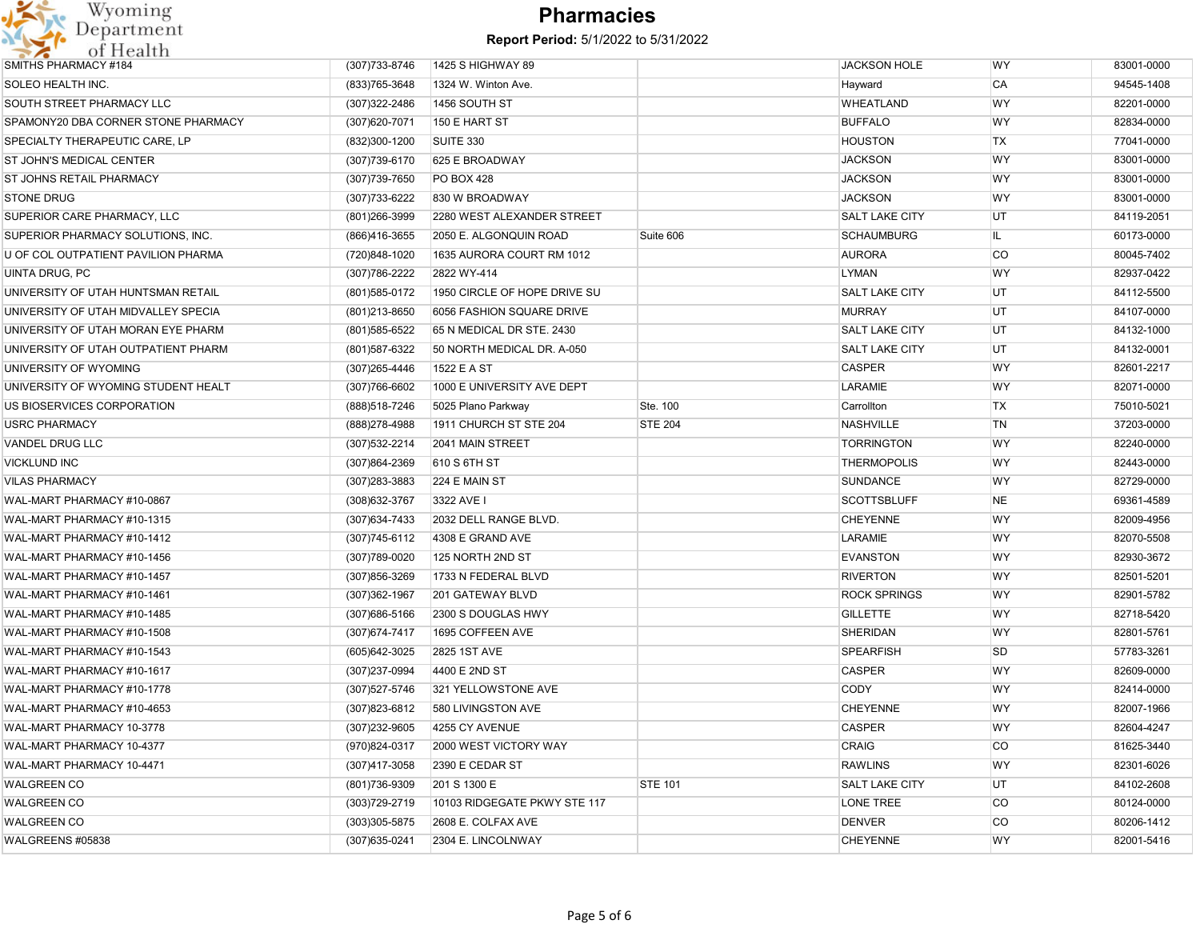# Pharmacies

**Report Period:** 5/1/2022 to 5/31/2022

| | | | | | | |
|---|---|---|---|---|---|---|
| SMITHS PHARMACY #184 | (307)733-8746 | 1425 S HIGHWAY 89 | | JACKSON HOLE | WY | 83001-0000 |
| SOLEO HEALTH INC. | (833)765-3648 | 1324 W. Winton Ave. | | Hayward | CA | 94545-1408 |
| SOUTH STREET PHARMACY LLC | (307)322-2486 | 1456 SOUTH ST | | WHEATLAND | WY | 82201-0000 |
| SPAMONY20 DBA CORNER STONE PHARMACY | (307)620-7071 | 150 E HART ST | | BUFFALO | WY | 82834-0000 |
| SPECIALTY THERAPEUTIC CARE, LP | (832)300-1200 | SUITE 330 | | HOUSTON | TX | 77041-0000 |
| ST JOHN'S MEDICAL CENTER | (307)739-6170 | 625 E BROADWAY | | JACKSON | WY | 83001-0000 |
| ST JOHNS RETAIL PHARMACY | (307)739-7650 | PO BOX 428 | | JACKSON | WY | 83001-0000 |
| STONE DRUG | (307)733-6222 | 830 W BROADWAY | | JACKSON | WY | 83001-0000 |
| SUPERIOR CARE PHARMACY, LLC | (801)266-3999 | 2280 WEST ALEXANDER STREET | | SALT LAKE CITY | UT | 84119-2051 |
| SUPERIOR PHARMACY SOLUTIONS, INC. | (866)416-3655 | 2050 E. ALGONQUIN ROAD | Suite 606 | SCHAUMBURG | IL | 60173-0000 |
| U OF COL OUTPATIENT PAVILION PHARMA | (720)848-1020 | 1635 AURORA COURT RM 1012 | | AURORA | CO | 80045-7402 |
| UINTA DRUG, PC | (307)786-2222 | 2822 WY-414 | | LYMAN | WY | 82937-0422 |
| UNIVERSITY OF UTAH HUNTSMAN RETAIL | (801)585-0172 | 1950 CIRCLE OF HOPE DRIVE SU | | SALT LAKE CITY | UT | 84112-5500 |
| UNIVERSITY OF UTAH MIDVALLEY SPECIA | (801)213-8650 | 6056 FASHION SQUARE DRIVE | | MURRAY | UT | 84107-0000 |
| UNIVERSITY OF UTAH MORAN EYE PHARM | (801)585-6522 | 65 N MEDICAL DR STE. 2430 | | SALT LAKE CITY | UT | 84132-1000 |
| UNIVERSITY OF UTAH OUTPATIENT PHARM | (801)587-6322 | 50 NORTH MEDICAL DR. A-050 | | SALT LAKE CITY | UT | 84132-0001 |
| UNIVERSITY OF WYOMING | (307)265-4446 | 1522 E A ST | | CASPER | WY | 82601-2217 |
| UNIVERSITY OF WYOMING STUDENT HEALT | (307)766-6602 | 1000 E UNIVERSITY AVE DEPT | | LARAMIE | WY | 82071-0000 |
| US BIOSERVICES CORPORATION | (888)518-7246 | 5025 Plano Parkway | Ste. 100 | Carrollton | TX | 75010-5021 |
| USRC PHARMACY | (888)278-4988 | 1911 CHURCH ST STE 204 | STE 204 | NASHVILLE | TN | 37203-0000 |
| VANDEL DRUG LLC | (307)532-2214 | 2041 MAIN STREET | | TORRINGTON | WY | 82240-0000 |
| VICKLUND INC | (307)864-2369 | 610 S 6TH ST | | THERMOPOLIS | WY | 82443-0000 |
| VILAS PHARMACY | (307)283-3883 | 224 E MAIN ST | | SUNDANCE | WY | 82729-0000 |
| WAL-MART PHARMACY #10-0867 | (308)632-3767 | 3322 AVE I | | SCOTTSBLUFF | NE | 69361-4589 |
| WAL-MART PHARMACY #10-1315 | (307)634-7433 | 2032 DELL RANGE BLVD. | | CHEYENNE | WY | 82009-4956 |
| WAL-MART PHARMACY #10-1412 | (307)745-6112 | 4308 E GRAND AVE | | LARAMIE | WY | 82070-5508 |
| WAL-MART PHARMACY #10-1456 | (307)789-0020 | 125 NORTH 2ND ST | | EVANSTON | WY | 82930-3672 |
| WAL-MART PHARMACY #10-1457 | (307)856-3269 | 1733 N FEDERAL BLVD | | RIVERTON | WY | 82501-5201 |
| WAL-MART PHARMACY #10-1461 | (307)362-1967 | 201 GATEWAY BLVD | | ROCK SPRINGS | WY | 82901-5782 |
| WAL-MART PHARMACY #10-1485 | (307)686-5166 | 2300 S DOUGLAS HWY | | GILLETTE | WY | 82718-5420 |
| WAL-MART PHARMACY #10-1508 | (307)674-7417 | 1695 COFFEEN AVE | | SHERIDAN | WY | 82801-5761 |
| WAL-MART PHARMACY #10-1543 | (605)642-3025 | 2825 1ST AVE | | SPEARFISH | SD | 57783-3261 |
| WAL-MART PHARMACY #10-1617 | (307)237-0994 | 4400 E 2ND ST | | CASPER | WY | 82609-0000 |
| WAL-MART PHARMACY #10-1778 | (307)527-5746 | 321 YELLOWSTONE AVE | | CODY | WY | 82414-0000 |
| WAL-MART PHARMACY #10-4653 | (307)823-6812 | 580 LIVINGSTON AVE | | CHEYENNE | WY | 82007-1966 |
| WAL-MART PHARMACY 10-3778 | (307)232-9605 | 4255 CY AVENUE | | CASPER | WY | 82604-4247 |
| WAL-MART PHARMACY 10-4377 | (970)824-0317 | 2000 WEST VICTORY WAY | | CRAIG | CO | 81625-3440 |
| WAL-MART PHARMACY 10-4471 | (307)417-3058 | 2390 E CEDAR ST | | RAWLINS | WY | 82301-6026 |
| WALGREEN CO | (801)736-9309 | 201 S 1300 E | STE 101 | SALT LAKE CITY | UT | 84102-2608 |
| WALGREEN CO | (303)729-2719 | 10103 RIDGEGATE PKWY STE 117 | | LONE TREE | CO | 80124-0000 |
| WALGREEN CO | (303)305-5875 | 2608 E. COLFAX AVE | | DENVER | CO | 80206-1412 |
| WALGREENS #05838 | (307)635-0241 | 2304 E. LINCOLNWAY | | CHEYENNE | WY | 82001-5416 |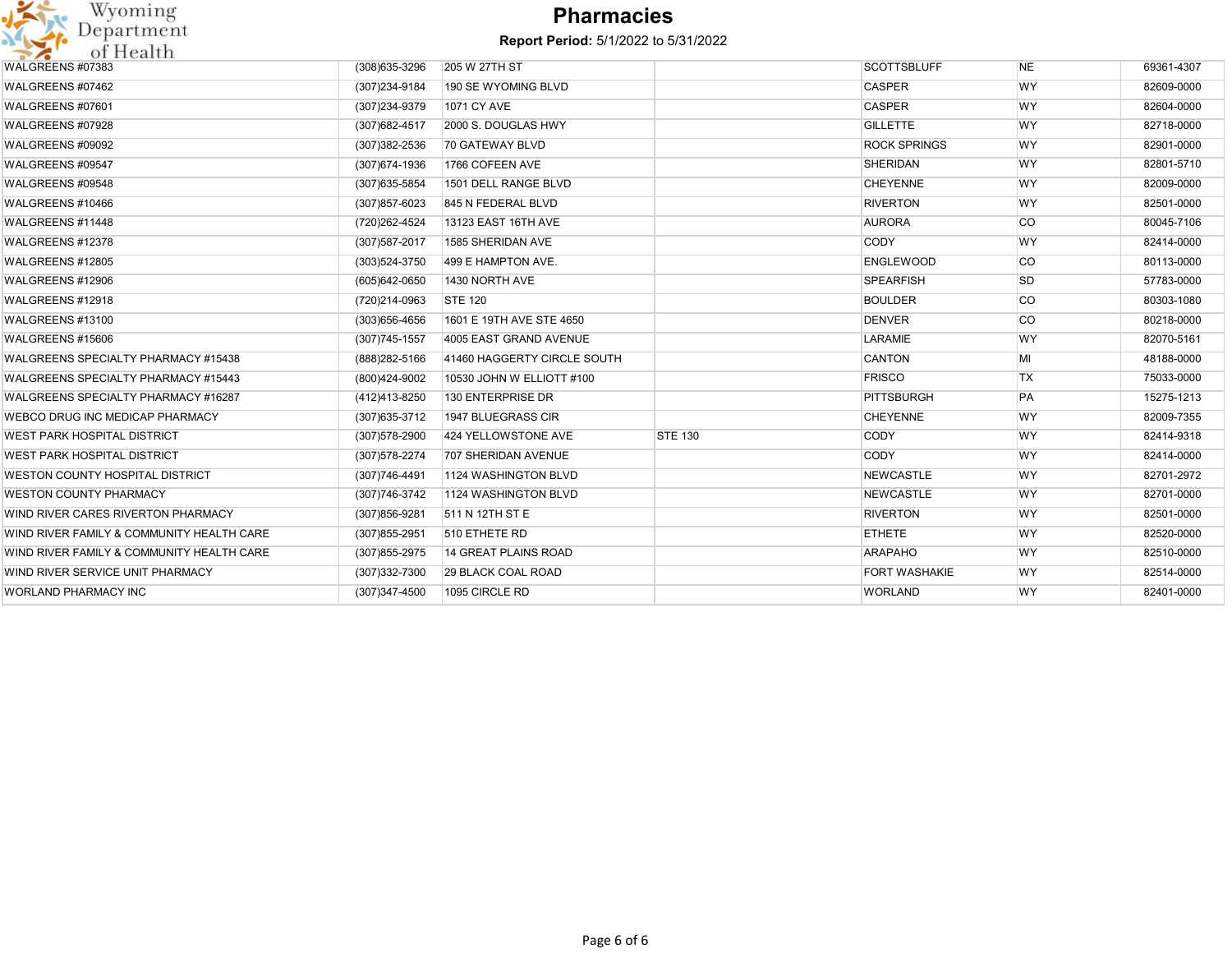# Pharmacies

**Report Period:** 5/1/2022 to 5/31/2022

| | | | | | | |
|---|---|---|---|---|---|---|
| WALGREENS #07383 | (308)635-3296 | 205 W 27TH ST | | SCOTTSBLUFF | NE | 69361-4307 |
| WALGREENS #07462 | (307)234-9184 | 190 SE WYOMING BLVD | | CASPER | WY | 82609-0000 |
| WALGREENS #07601 | (307)234-9379 | 1071 CY AVE | | CASPER | WY | 82604-0000 |
| WALGREENS #07928 | (307)682-4517 | 2000 S. DOUGLAS HWY | | GILLETTE | WY | 82718-0000 |
| WALGREENS #09092 | (307)382-2536 | 70 GATEWAY BLVD | | ROCK SPRINGS | WY | 82901-0000 |
| WALGREENS #09547 | (307)674-1936 | 1766 COFEEN AVE | | SHERIDAN | WY | 82801-5710 |
| WALGREENS #09548 | (307)635-5854 | 1501 DELL RANGE BLVD | | CHEYENNE | WY | 82009-0000 |
| WALGREENS #10466 | (307)857-6023 | 845 N FEDERAL BLVD | | RIVERTON | WY | 82501-0000 |
| WALGREENS #11448 | (720)262-4524 | 13123 EAST 16TH AVE | | AURORA | CO | 80045-7106 |
| WALGREENS #12378 | (307)587-2017 | 1585 SHERIDAN AVE | | CODY | WY | 82414-0000 |
| WALGREENS #12805 | (303)524-3750 | 499 E HAMPTON AVE. | | ENGLEWOOD | CO | 80113-0000 |
| WALGREENS #12906 | (605)642-0650 | 1430 NORTH AVE | | SPEARFISH | SD | 57783-0000 |
| WALGREENS #12918 | (720)214-0963 | STE 120 | | BOULDER | CO | 80303-1080 |
| WALGREENS #13100 | (303)656-4656 | 1601 E 19TH AVE STE 4650 | | DENVER | CO | 80218-0000 |
| WALGREENS #15606 | (307)745-1557 | 4005 EAST GRAND AVENUE | | LARAMIE | WY | 82070-5161 |
| WALGREENS SPECIALTY PHARMACY #15438 | (888)282-5166 | 41460 HAGGERTY CIRCLE SOUTH | | CANTON | MI | 48188-0000 |
| WALGREENS SPECIALTY PHARMACY #15443 | (800)424-9002 | 10530 JOHN W ELLIOTT #100 | | FRISCO | TX | 75033-0000 |
| WALGREENS SPECIALTY PHARMACY #16287 | (412)413-8250 | 130 ENTERPRISE DR | | PITTSBURGH | PA | 15275-1213 |
| WEBCO DRUG INC MEDICAP PHARMACY | (307)635-3712 | 1947 BLUEGRASS CIR | | CHEYENNE | WY | 82009-7355 |
| WEST PARK HOSPITAL DISTRICT | (307)578-2900 | 424 YELLOWSTONE AVE | STE 130 | CODY | WY | 82414-9318 |
| WEST PARK HOSPITAL DISTRICT | (307)578-2274 | 707 SHERIDAN AVENUE | | CODY | WY | 82414-0000 |
| WESTON COUNTY HOSPITAL DISTRICT | (307)746-4491 | 1124 WASHINGTON BLVD | | NEWCASTLE | WY | 82701-2972 |
| WESTON COUNTY PHARMACY | (307)746-3742 | 1124 WASHINGTON BLVD | | NEWCASTLE | WY | 82701-0000 |
| WIND RIVER CARES RIVERTON PHARMACY | (307)856-9281 | 511 N 12TH ST E | | RIVERTON | WY | 82501-0000 |
| WIND RIVER FAMILY & COMMUNITY HEALTH CARE | (307)855-2951 | 510 ETHETE RD | | ETHETE | WY | 82520-0000 |
| WIND RIVER FAMILY & COMMUNITY HEALTH CARE | (307)855-2975 | 14 GREAT PLAINS ROAD | | ARAPAHO | WY | 82510-0000 |
| WIND RIVER SERVICE UNIT PHARMACY | (307)332-7300 | 29 BLACK COAL ROAD | | FORT WASHAKIE | WY | 82514-0000 |
| WORLAND PHARMACY INC | (307)347-4500 | 1095 CIRCLE RD | | WORLAND | WY | 82401-0000 |